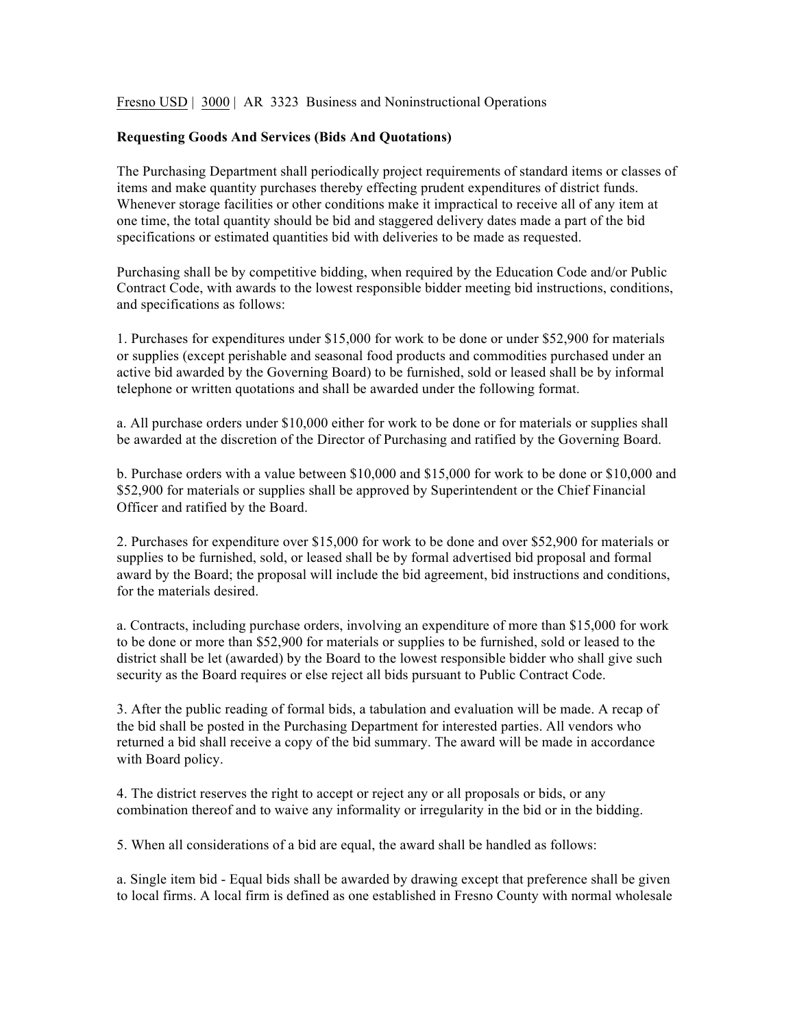Fresno USD | 3000 | AR 3323 Business and Noninstructional Operations

**Requesting Goods And Services (Bids And Quotations)**

The Purchasing Department shall periodically project requirements of standard items or classes of items and make quantity purchases thereby effecting prudent expenditures of district funds. Whenever storage facilities or other conditions make it impractical to receive all of any item at one time, the total quantity should be bid and staggered delivery dates made a part of the bid specifications or estimated quantities bid with deliveries to be made as requested.

Purchasing shall be by competitive bidding, when required by the Education Code and/or Public Contract Code, with awards to the lowest responsible bidder meeting bid instructions, conditions, and specifications as follows:

1. Purchases for expenditures under $15,000 for work to be done or under $52,900 for materials or supplies (except perishable and seasonal food products and commodities purchased under an active bid awarded by the Governing Board) to be furnished, sold or leased shall be by informal telephone or written quotations and shall be awarded under the following format.

a. All purchase orders under $10,000 either for work to be done or for materials or supplies shall be awarded at the discretion of the Director of Purchasing and ratified by the Governing Board.

b. Purchase orders with a value between $10,000 and $15,000 for work to be done or $10,000 and $52,900 for materials or supplies shall be approved by Superintendent or the Chief Financial Officer and ratified by the Board.

2. Purchases for expenditure over $15,000 for work to be done and over $52,900 for materials or supplies to be furnished, sold, or leased shall be by formal advertised bid proposal and formal award by the Board; the proposal will include the bid agreement, bid instructions and conditions, for the materials desired.

a. Contracts, including purchase orders, involving an expenditure of more than $15,000 for work to be done or more than $52,900 for materials or supplies to be furnished, sold or leased to the district shall be let (awarded) by the Board to the lowest responsible bidder who shall give such security as the Board requires or else reject all bids pursuant to Public Contract Code.

3. After the public reading of formal bids, a tabulation and evaluation will be made. A recap of the bid shall be posted in the Purchasing Department for interested parties. All vendors who returned a bid shall receive a copy of the bid summary. The award will be made in accordance with Board policy.

4. The district reserves the right to accept or reject any or all proposals or bids, or any combination thereof and to waive any informality or irregularity in the bid or in the bidding.

5. When all considerations of a bid are equal, the award shall be handled as follows:

a. Single item bid - Equal bids shall be awarded by drawing except that preference shall be given to local firms. A local firm is defined as one established in Fresno County with normal wholesale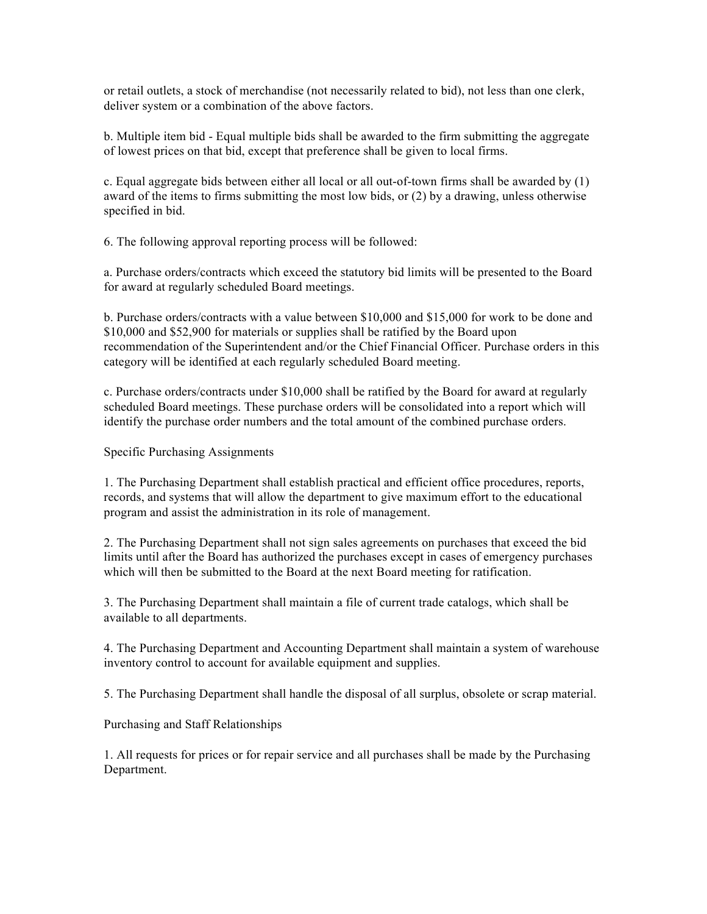or retail outlets, a stock of merchandise (not necessarily related to bid), not less than one clerk, deliver system or a combination of the above factors.

b. Multiple item bid - Equal multiple bids shall be awarded to the firm submitting the aggregate of lowest prices on that bid, except that preference shall be given to local firms.

c. Equal aggregate bids between either all local or all out-of-town firms shall be awarded by (1) award of the items to firms submitting the most low bids, or (2) by a drawing, unless otherwise specified in bid.

6. The following approval reporting process will be followed:

a. Purchase orders/contracts which exceed the statutory bid limits will be presented to the Board for award at regularly scheduled Board meetings.

b. Purchase orders/contracts with a value between $10,000 and $15,000 for work to be done and $10,000 and $52,900 for materials or supplies shall be ratified by the Board upon recommendation of the Superintendent and/or the Chief Financial Officer. Purchase orders in this category will be identified at each regularly scheduled Board meeting.

c. Purchase orders/contracts under $10,000 shall be ratified by the Board for award at regularly scheduled Board meetings. These purchase orders will be consolidated into a report which will identify the purchase order numbers and the total amount of the combined purchase orders.

Specific Purchasing Assignments

1. The Purchasing Department shall establish practical and efficient office procedures, reports, records, and systems that will allow the department to give maximum effort to the educational program and assist the administration in its role of management.

2. The Purchasing Department shall not sign sales agreements on purchases that exceed the bid limits until after the Board has authorized the purchases except in cases of emergency purchases which will then be submitted to the Board at the next Board meeting for ratification.

3. The Purchasing Department shall maintain a file of current trade catalogs, which shall be available to all departments.

4. The Purchasing Department and Accounting Department shall maintain a system of warehouse inventory control to account for available equipment and supplies.

5. The Purchasing Department shall handle the disposal of all surplus, obsolete or scrap material.

Purchasing and Staff Relationships

1. All requests for prices or for repair service and all purchases shall be made by the Purchasing Department.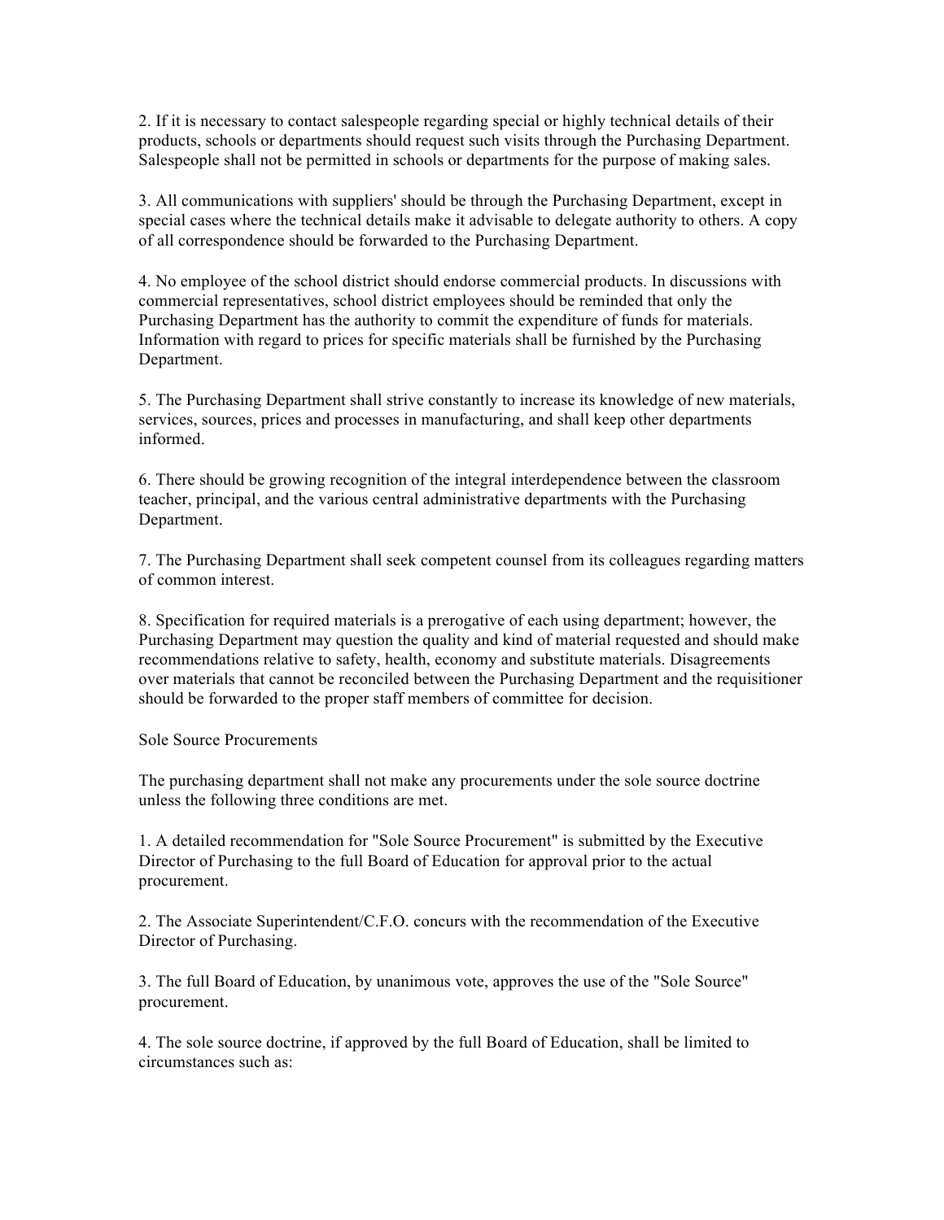2. If it is necessary to contact salespeople regarding special or highly technical details of their products, schools or departments should request such visits through the Purchasing Department. Salespeople shall not be permitted in schools or departments for the purpose of making sales.

3. All communications with suppliers' should be through the Purchasing Department, except in special cases where the technical details make it advisable to delegate authority to others. A copy of all correspondence should be forwarded to the Purchasing Department.

4. No employee of the school district should endorse commercial products. In discussions with commercial representatives, school district employees should be reminded that only the Purchasing Department has the authority to commit the expenditure of funds for materials. Information with regard to prices for specific materials shall be furnished by the Purchasing Department.

5. The Purchasing Department shall strive constantly to increase its knowledge of new materials, services, sources, prices and processes in manufacturing, and shall keep other departments informed.

6. There should be growing recognition of the integral interdependence between the classroom teacher, principal, and the various central administrative departments with the Purchasing Department.

7. The Purchasing Department shall seek competent counsel from its colleagues regarding matters of common interest.

8. Specification for required materials is a prerogative of each using department; however, the Purchasing Department may question the quality and kind of material requested and should make recommendations relative to safety, health, economy and substitute materials. Disagreements over materials that cannot be reconciled between the Purchasing Department and the requisitioner should be forwarded to the proper staff members of committee for decision.

Sole Source Procurements

The purchasing department shall not make any procurements under the sole source doctrine unless the following three conditions are met.

1. A detailed recommendation for "Sole Source Procurement" is submitted by the Executive Director of Purchasing to the full Board of Education for approval prior to the actual procurement.

2. The Associate Superintendent/C.F.O. concurs with the recommendation of the Executive Director of Purchasing.

3. The full Board of Education, by unanimous vote, approves the use of the "Sole Source" procurement.

4. The sole source doctrine, if approved by the full Board of Education, shall be limited to circumstances such as: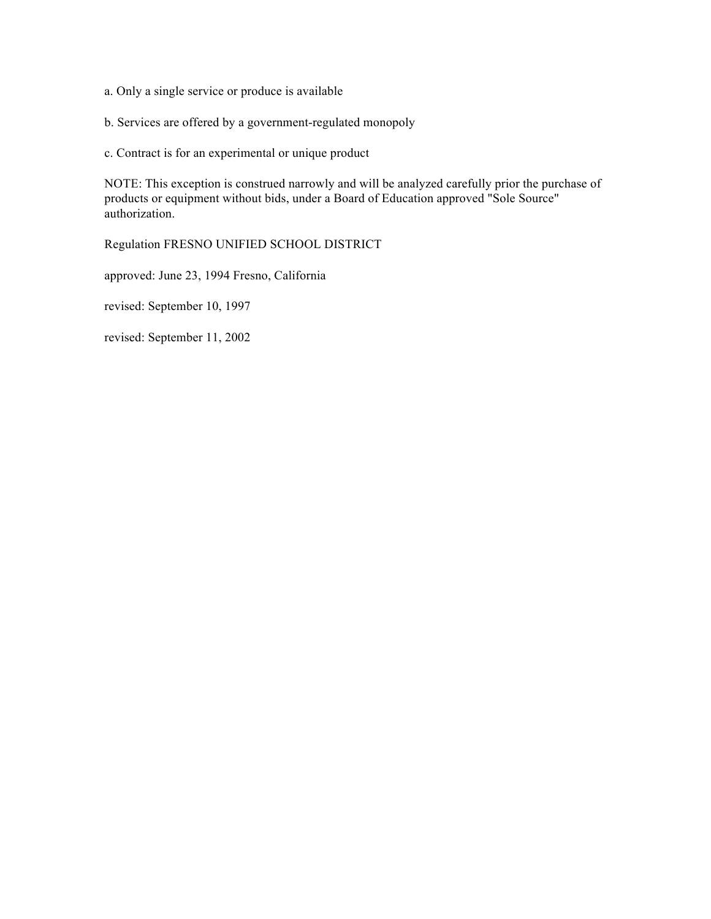a. Only a single service or produce is available

b. Services are offered by a government-regulated monopoly

c. Contract is for an experimental or unique product

NOTE: This exception is construed narrowly and will be analyzed carefully prior the purchase of products or equipment without bids, under a Board of Education approved "Sole Source" authorization.

Regulation FRESNO UNIFIED SCHOOL DISTRICT

approved: June 23, 1994 Fresno, California

revised: September 10, 1997

revised: September 11, 2002